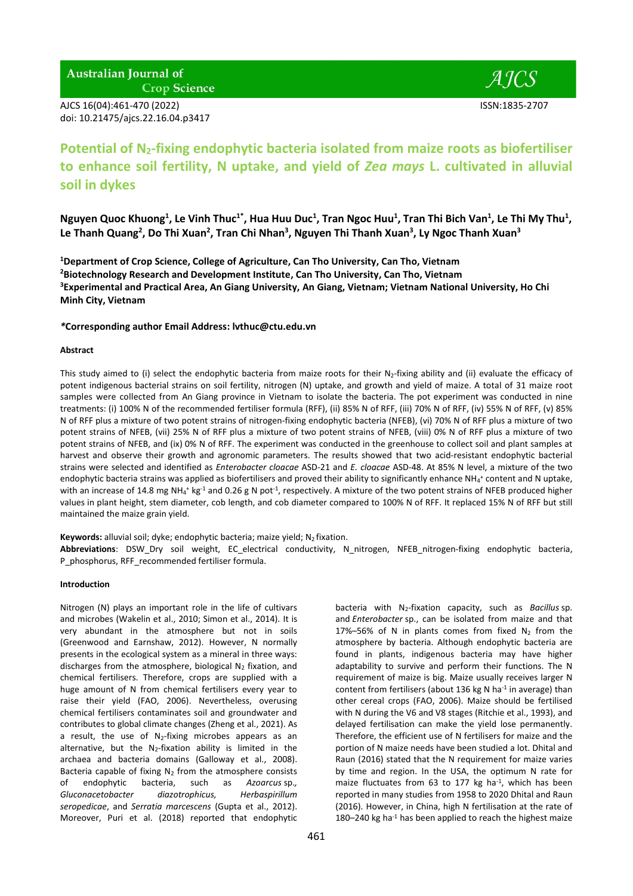# Potential of $N_2$-fixing endophytic bacteria isolated from maize roots as biofertiliser to enhance soil fertility, N uptake, and yield of *Zea mays* L. cultivated in alluvial soil in dykes

**Nguyen Quoc Khuong[1], Le Vinh Thuc[1*], Hua Huu Duc[1], Tran Ngoc Huu[1], Tran Thi Bich Van[1], Le Thi My Thu[1], Le Thanh Quang[2], Do Thi Xuan[2], Tran Chi Nhan[3], Nguyen Thi Thanh Xuan[3], Ly Ngoc Thanh Xuan[3]**

[1]**Department of Crop Science, College of Agriculture, Can Tho University, Can Tho, Vietnam**
[2]**Biotechnology Research and Development Institute, Can Tho University, Can Tho, Vietnam**
[3]**Experimental and Practical Area, An Giang University, An Giang, Vietnam; Vietnam National University, Ho Chi Minh City, Vietnam**

***Corresponding author Email Address: lvthuc@ctu.edu.vn**

#### Abstract

This study aimed to (i) select the endophytic bacteria from maize roots for their $N_2$-fixing ability and (ii) evaluate the efficacy of potent indigenous bacterial strains on soil fertility, nitrogen (N) uptake, and growth and yield of maize. A total of 31 maize root samples were collected from An Giang province in Vietnam to isolate the bacteria. The pot experiment was conducted in nine treatments: (i) 100% N of the recommended fertiliser formula (RFF), (ii) 85% N of RFF, (iii) 70% N of RFF, (iv) 55% N of RFF, (v) 85% N of RFF plus a mixture of two potent strains of nitrogen-fixing endophytic bacteria (NFEB), (vi) 70% N of RFF plus a mixture of two potent strains of NFEB, (vii) 25% N of RFF plus a mixture of two potent strains of NFEB, (viii) 0% N of RFF plus a mixture of two potent strains of NFEB, and (ix) 0% N of RFF. The experiment was conducted in the greenhouse to collect soil and plant samples at harvest and observe their growth and agronomic parameters. The results showed that two acid-resistant endophytic bacterial strains were selected and identified as *Enterobacter cloacae* ASD-21 and *E. cloacae* ASD-48. At 85% N level, a mixture of the two endophytic bacteria strains was applied as biofertilisers and proved their ability to significantly enhance $NH_4^+$ content and N uptake, with an increase of 14.8 mg $NH_4^+$ $kg^{-1}$ and 0.26 g N $pot^{-1}$, respectively. A mixture of the two potent strains of NFEB produced higher values in plant height, stem diameter, cob length, and cob diameter compared to 100% N of RFF. It replaced 15% N of RFF but still maintained the maize grain yield.

**Keywords:** alluvial soil; dyke; endophytic bacteria; maize yield; $N_2$ fixation.
**Abbreviations**: DSW_Dry soil weight, EC_electrical conductivity, N_nitrogen, NFEB_nitrogen-fixing endophytic bacteria, P_phosphorus, RFF_recommended fertiliser formula.

#### Introduction

Nitrogen (N) plays an important role in the life of cultivars and microbes (Wakelin et al., 2010; Simon et al., 2014). It is very abundant in the atmosphere but not in soils (Greenwood and Earnshaw, 2012). However, N normally presents in the ecological system as a mineral in three ways: discharges from the atmosphere, biological $N_2$ fixation, and chemical fertilisers. Therefore, crops are supplied with a huge amount of N from chemical fertilisers every year to raise their yield (FAO, 2006). Nevertheless, overusing chemical fertilisers contaminates soil and groundwater and contributes to global climate changes (Zheng et al., 2021). As a result, the use of $N_2$-fixing microbes appears as an alternative, but the $N_2$-fixation ability is limited in the archaea and bacteria domains (Galloway et al., 2008). Bacteria capable of fixing $N_2$ from the atmosphere consists of endophytic bacteria, such as *Azoarcus* sp.*, Gluconacetobacter diazotrophicus, Herbaspirillum seropedicae*, and *Serratia marcescens* (Gupta et al., 2012). Moreover, Puri et al. (2018) reported that endophytic bacteria with $N_2$-fixation capacity, such as *Bacillus* sp. and *Enterobacter* sp., can be isolated from maize and that 17%–56% of N in plants comes from fixed $N_2$ from the atmosphere by bacteria. Although endophytic bacteria are found in plants, indigenous bacteria may have higher adaptability to survive and perform their functions. The N requirement of maize is big. Maize usually receives larger N content from fertilisers (about 136 kg N $ha^{-1}$ in average) than other cereal crops (FAO, 2006). Maize should be fertilised with N during the V6 and V8 stages (Ritchie et al., 1993), and delayed fertilisation can make the yield lose permanently. Therefore, the efficient use of N fertilisers for maize and the portion of N maize needs have been studied a lot. Dhital and Raun (2016) stated that the N requirement for maize varies by time and region. In the USA, the optimum N rate for maize fluctuates from 63 to 177 kg $ha^{-1}$, which has been reported in many studies from 1958 to 2020 Dhital and Raun (2016). However, in China, high N fertilisation at the rate of 180–240 kg $ha^{-1}$ has been applied to reach the highest maize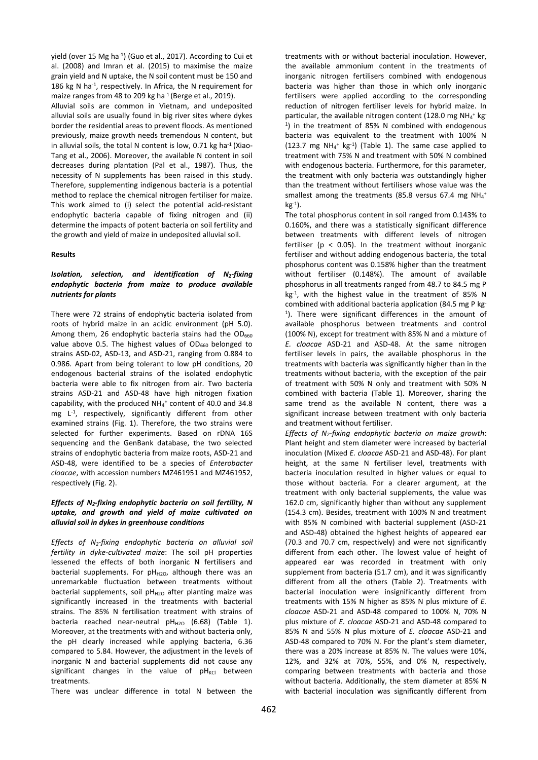yield (over 15 Mg ha$^{-1}$) (Guo et al., 2017). According to Cui et al. (2008) and Imran et al. (2015) to maximise the maize grain yield and N uptake, the N soil content must be 150 and 186 kg N ha$^{-1}$, respectively. In Africa, the N requirement for maize ranges from 48 to 209 kg ha$^{-1}$ (Berge et al., 2019).

Alluvial soils are common in Vietnam, and undeposited alluvial soils are usually found in big river sites where dykes border the residential areas to prevent floods. As mentioned previously, maize growth needs tremendous N content, but in alluvial soils, the total N content is low, 0.71 kg ha$^{-1}$ (Xiao-Tang et al., 2006). Moreover, the available N content in soil decreases during plantation (Pal et al., 1987). Thus, the necessity of N supplements has been raised in this study. Therefore, supplementing indigenous bacteria is a potential method to replace the chemical nitrogen fertiliser for maize. This work aimed to (i) select the potential acid-resistant endophytic bacteria capable of fixing nitrogen and (ii) determine the impacts of potent bacteria on soil fertility and the growth and yield of maize in undeposited alluvial soil.

## Results

### *Isolation, selection, and identification of $N_2$-fixing endophytic bacteria from maize to produce available nutrients for plants*

There were 72 strains of endophytic bacteria isolated from roots of hybrid maize in an acidic environment (pH 5.0). Among them, 26 endophytic bacteria stains had the $OD_{660}$ value above 0.5. The highest values of $OD_{660}$ belonged to strains ASD-02, ASD-13, and ASD-21, ranging from 0.884 to 0.986. Apart from being tolerant to low pH conditions, 20 endogenous bacterial strains of the isolated endophytic bacteria were able to fix nitrogen from air. Two bacteria strains ASD-21 and ASD-48 have high nitrogen fixation capability, with the produced $NH_4^+$ content of 40.0 and 34.8 mg L$^{-1}$, respectively, significantly different from other examined strains (Fig. 1). Therefore, the two strains were selected for further experiments. Based on rDNA 16S sequencing and the GenBank database, the two selected strains of endophytic bacteria from maize roots, ASD-21 and ASD-48, were identified to be a species of *Enterobacter cloacae*, with accession numbers MZ461951 and MZ461952, respectively (Fig. 2).

### *Effects of $N_2$-fixing endophytic bacteria on soil fertility, N uptake, and growth and yield of maize cultivated on alluvial soil in dykes in greenhouse conditions*

*Effects of $N_2$-fixing endophytic bacteria on alluvial soil fertility in dyke-cultivated maize*: The soil pH properties lessened the effects of both inorganic N fertilisers and bacterial supplements. For $pH_{H2O}$, although there was an unremarkable fluctuation between treatments without bacterial supplements, soil $pH_{H2O}$ after planting maize was significantly increased in the treatments with bacterial strains. The 85% N fertilisation treatment with strains of bacteria reached near-neutral $pH_{H2O}$ (6.68) (Table 1). Moreover, at the treatments with and without bacteria only, the pH clearly increased while applying bacteria, 6.36 compared to 5.84. However, the adjustment in the levels of inorganic N and bacterial supplements did not cause any significant changes in the value of $pH_{KCl}$ between treatments.

There was unclear difference in total N between the treatments with or without bacterial inoculation. However, the available ammonium content in the treatments of inorganic nitrogen fertilisers combined with endogenous bacteria was higher than those in which only inorganic fertilisers were applied according to the corresponding reduction of nitrogen fertiliser levels for hybrid maize. In particular, the available nitrogen content (128.0 mg $NH_4^+$ kg$^{-1}$) in the treatment of 85% N combined with endogenous bacteria was equivalent to the treatment with 100% N (123.7 mg $NH_4^+$ kg$^{-1}$) (Table 1). The same case applied to treatment with 75% N and treatment with 50% N combined with endogenous bacteria. Furthermore, for this parameter, the treatment with only bacteria was outstandingly higher than the treatment without fertilisers whose value was the smallest among the treatments (85.8 versus 67.4 mg $NH_4^+$ kg$^{-1}$).

The total phosphorus content in soil ranged from 0.143% to 0.160%, and there was a statistically significant difference between treatments with different levels of nitrogen fertiliser ($p < 0.05$). In the treatment without inorganic fertiliser and without adding endogenous bacteria, the total phosphorus content was 0.158% higher than the treatment without fertiliser (0.148%). The amount of available phosphorus in all treatments ranged from 48.7 to 84.5 mg P kg$^{-1}$, with the highest value in the treatment of 85% N combined with additional bacteria application (84.5 mg P kg$^{-1}$). There were significant differences in the amount of available phosphorus between treatments and control (100% N), except for treatment with 85% N and a mixture of *E. cloacae* ASD-21 and ASD-48. At the same nitrogen fertiliser levels in pairs, the available phosphorus in the treatments with bacteria was significantly higher than in the treatments without bacteria, with the exception of the pair of treatment with 50% N only and treatment with 50% N combined with bacteria (Table 1). Moreover, sharing the same trend as the available N content, there was a significant increase between treatment with only bacteria and treatment without fertiliser.

*Effects of $N_2$-fixing endophytic bacteria on maize growth*: Plant height and stem diameter were increased by bacterial inoculation (Mixed *E. cloacae* ASD-21 and ASD-48). For plant height, at the same N fertiliser level, treatments with bacteria inoculation resulted in higher values or equal to those without bacteria. For a clearer argument, at the treatment with only bacterial supplements, the value was 162.0 cm, significantly higher than without any supplement (154.3 cm). Besides, treatment with 100% N and treatment with 85% N combined with bacterial supplement (ASD-21 and ASD-48) obtained the highest heights of appeared ear (70.3 and 70.7 cm, respectively) and were not significantly different from each other. The lowest value of height of appeared ear was recorded in treatment with only supplement from bacteria (51.7 cm), and it was significantly different from all the others (Table 2). Treatments with bacterial inoculation were insignificantly different from treatments with 15% N higher as 85% N plus mixture of *E. cloacae* ASD-21 and ASD-48 compared to 100% N, 70% N plus mixture of *E. cloacae* ASD-21 and ASD-48 compared to 85% N and 55% N plus mixture of *E. cloacae* ASD-21 and ASD-48 compared to 70% N. For the plant's stem diameter, there was a 20% increase at 85% N. The values were 10%, 12%, and 32% at 70%, 55%, and 0% N, respectively, comparing between treatments with bacteria and those without bacteria. Additionally, the stem diameter at 85% N with bacterial inoculation was significantly different from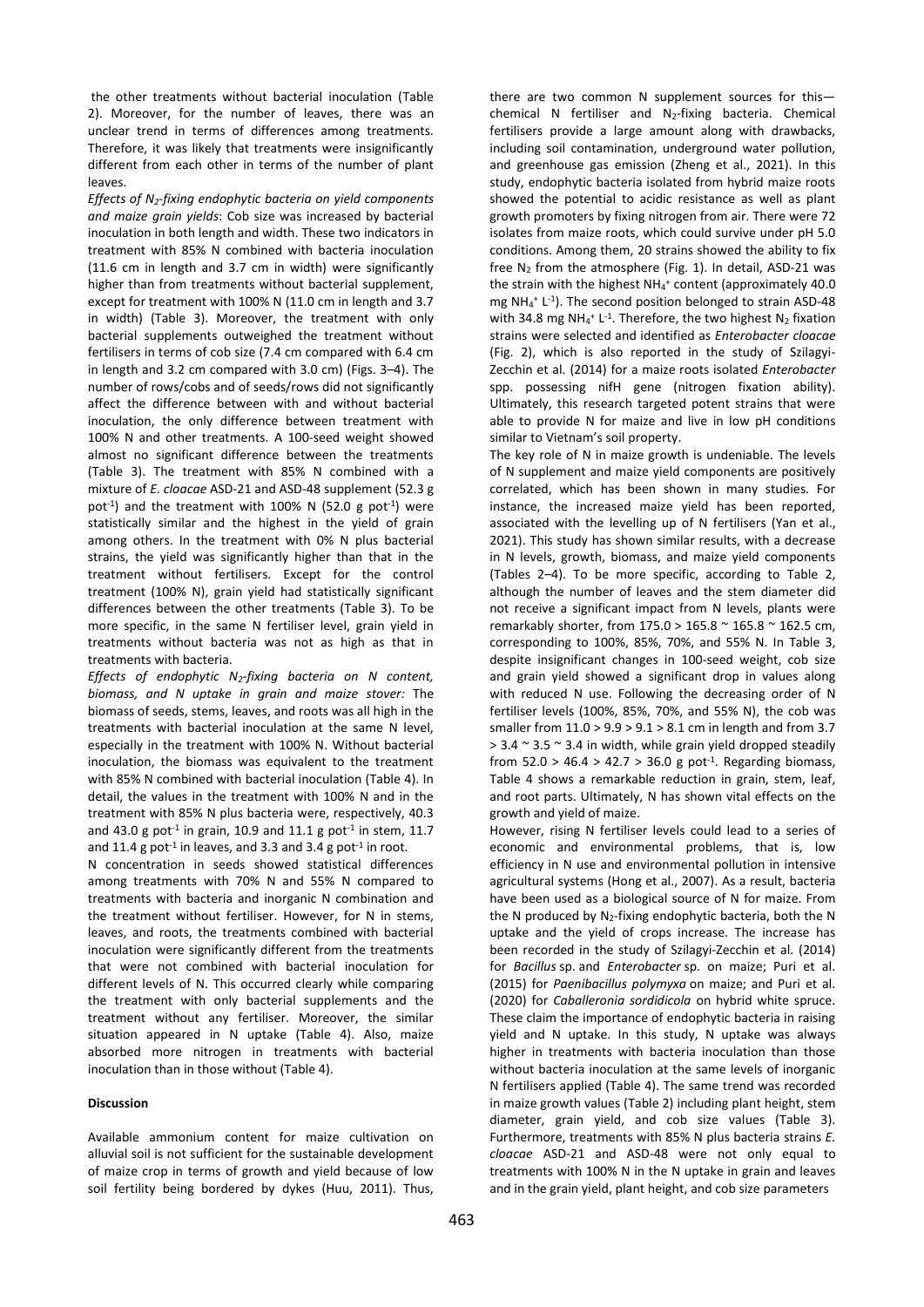the other treatments without bacterial inoculation (Table 2). Moreover, for the number of leaves, there was an unclear trend in terms of differences among treatments. Therefore, it was likely that treatments were insignificantly different from each other in terms of the number of plant leaves.

*Effects of $N_2$-fixing endophytic bacteria on yield components and maize grain yields*: Cob size was increased by bacterial inoculation in both length and width. These two indicators in treatment with 85% N combined with bacteria inoculation (11.6 cm in length and 3.7 cm in width) were significantly higher than from treatments without bacterial supplement, except for treatment with 100% N (11.0 cm in length and 3.7 in width) (Table 3). Moreover, the treatment with only bacterial supplements outweighed the treatment without fertilisers in terms of cob size (7.4 cm compared with 6.4 cm in length and 3.2 cm compared with 3.0 cm) (Figs. 3–4). The number of rows/cobs and of seeds/rows did not significantly affect the difference between with and without bacterial inoculation, the only difference between treatment with 100% N and other treatments. A 100-seed weight showed almost no significant difference between the treatments (Table 3). The treatment with 85% N combined with a mixture of *E. cloacae* ASD-21 and ASD-48 supplement (52.3 g pot$^{-1}$) and the treatment with 100% N (52.0 g pot$^{-1}$) were statistically similar and the highest in the yield of grain among others. In the treatment with 0% N plus bacterial strains, the yield was significantly higher than that in the treatment without fertilisers. Except for the control treatment (100% N), grain yield had statistically significant differences between the other treatments (Table 3). To be more specific, in the same N fertiliser level, grain yield in treatments without bacteria was not as high as that in treatments with bacteria.

*Effects of endophytic $N_2$-fixing bacteria on N content, biomass, and N uptake in grain and maize stover:* The biomass of seeds, stems, leaves, and roots was all high in the treatments with bacterial inoculation at the same N level, especially in the treatment with 100% N. Without bacterial inoculation, the biomass was equivalent to the treatment with 85% N combined with bacterial inoculation (Table 4). In detail, the values in the treatment with 100% N and in the treatment with 85% N plus bacteria were, respectively, 40.3 and 43.0 g pot$^{-1}$ in grain, 10.9 and 11.1 g pot$^{-1}$ in stem, 11.7 and 11.4 g pot$^{-1}$ in leaves, and 3.3 and 3.4 g pot$^{-1}$ in root.

N concentration in seeds showed statistical differences among treatments with 70% N and 55% N compared to treatments with bacteria and inorganic N combination and the treatment without fertiliser. However, for N in stems, leaves, and roots, the treatments combined with bacterial inoculation were significantly different from the treatments that were not combined with bacterial inoculation for different levels of N. This occurred clearly while comparing the treatment with only bacterial supplements and the treatment without any fertiliser. Moreover, the similar situation appeared in N uptake (Table 4). Also, maize absorbed more nitrogen in treatments with bacterial inoculation than in those without (Table 4).

**Discussion**

Available ammonium content for maize cultivation on alluvial soil is not sufficient for the sustainable development of maize crop in terms of growth and yield because of low soil fertility being bordered by dykes (Huu, 2011). Thus, there are two common N supplement sources for this—chemical N fertiliser and $N_2$-fixing bacteria. Chemical fertilisers provide a large amount along with drawbacks, including soil contamination, underground water pollution, and greenhouse gas emission (Zheng et al., 2021). In this study, endophytic bacteria isolated from hybrid maize roots showed the potential to acidic resistance as well as plant growth promoters by fixing nitrogen from air. There were 72 isolates from maize roots, which could survive under pH 5.0 conditions. Among them, 20 strains showed the ability to fix free $N_2$ from the atmosphere (Fig. 1). In detail, ASD-21 was the strain with the highest $NH_4^+$ content (approximately 40.0 mg $NH_4^+$ L$^{-1}$). The second position belonged to strain ASD-48 with 34.8 mg $NH_4^+$ L$^{-1}$. Therefore, the two highest $N_2$ fixation strains were selected and identified as *Enterobacter cloacae* (Fig. 2), which is also reported in the study of Szilagyi-Zecchin et al. (2014) for a maize roots isolated *Enterobacter* spp. possessing nifH gene (nitrogen fixation ability). Ultimately, this research targeted potent strains that were able to provide N for maize and live in low pH conditions similar to Vietnam's soil property.

The key role of N in maize growth is undeniable. The levels of N supplement and maize yield components are positively correlated, which has been shown in many studies. For instance, the increased maize yield has been reported, associated with the levelling up of N fertilisers (Yan et al., 2021). This study has shown similar results, with a decrease in N levels, growth, biomass, and maize yield components (Tables 2–4). To be more specific, according to Table 2, although the number of leaves and the stem diameter did not receive a significant impact from N levels, plants were remarkably shorter, from 175.0 > 165.8 ~ 165.8 ~ 162.5 cm, corresponding to 100%, 85%, 70%, and 55% N. In Table 3, despite insignificant changes in 100-seed weight, cob size and grain yield showed a significant drop in values along with reduced N use. Following the decreasing order of N fertiliser levels (100%, 85%, 70%, and 55% N), the cob was smaller from 11.0 > 9.9 > 9.1 > 8.1 cm in length and from 3.7 > 3.4 ~ 3.5 ~ 3.4 in width, while grain yield dropped steadily from 52.0 > 46.4 > 42.7 > 36.0 g pot$^{-1}$. Regarding biomass, Table 4 shows a remarkable reduction in grain, stem, leaf, and root parts. Ultimately, N has shown vital effects on the growth and yield of maize.

However, rising N fertiliser levels could lead to a series of economic and environmental problems, that is, low efficiency in N use and environmental pollution in intensive agricultural systems (Hong et al., 2007). As a result, bacteria have been used as a biological source of N for maize. From the N produced by $N_2$-fixing endophytic bacteria, both the N uptake and the yield of crops increase. The increase has been recorded in the study of Szilagyi-Zecchin et al. (2014) for *Bacillus* sp. and *Enterobacter* sp. on maize; Puri et al. (2015) for *Paenibacillus polymyxa* on maize; and Puri et al. (2020) for *Caballeronia sordidicola* on hybrid white spruce. These claim the importance of endophytic bacteria in raising yield and N uptake. In this study, N uptake was always higher in treatments with bacteria inoculation than those without bacteria inoculation at the same levels of inorganic N fertilisers applied (Table 4). The same trend was recorded in maize growth values (Table 2) including plant height, stem diameter, grain yield, and cob size values (Table 3). Furthermore, treatments with 85% N plus bacteria strains *E. cloacae* ASD-21 and ASD-48 were not only equal to treatments with 100% N in the N uptake in grain and leaves and in the grain yield, plant height, and cob size parameters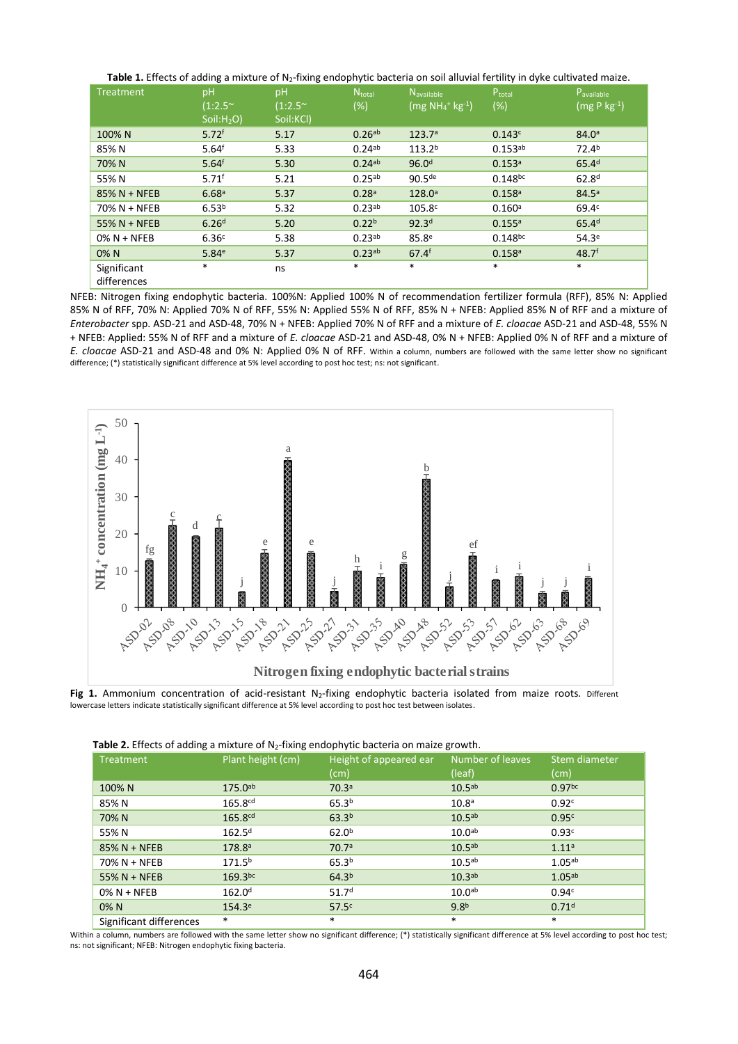**Table 1.** Effects of adding a mixture of $N_2$-fixing endophytic bacteria on soil alluvial fertility in dyke cultivated maize.

| Treatment | pH (1:2.5~ Soil:$H_2O$) | pH (1:2.5~ Soil:KCl) | $N_{total}$ (%) | $N_{available}$ (mg $NH_4^+$ $kg^{-1}$) | $P_{total}$ (%) | $P_{available}$ (mg P $kg^{-1}$) |
|---|---|---|---|---|---|---|
| 100% N | 5.72$^{f}$ | 5.17 | 0.26$^{ab}$ | 123.7$^{a}$ | 0.143$^{c}$ | 84.0$^{a}$ |
| 85% N | 5.64$^{f}$ | 5.33 | 0.24$^{ab}$ | 113.2$^{b}$ | 0.153$^{ab}$ | 72.4$^{b}$ |
| 70% N | 5.64$^{f}$ | 5.30 | 0.24$^{ab}$ | 96.0$^{d}$ | 0.153$^{a}$ | 65.4$^{d}$ |
| 55% N | 5.71$^{f}$ | 5.21 | 0.25$^{ab}$ | 90.5$^{de}$ | 0.148$^{bc}$ | 62.8$^{d}$ |
| 85% N + NFEB | 6.68$^{a}$ | 5.37 | 0.28$^{a}$ | 128.0$^{a}$ | 0.158$^{a}$ | 84.5$^{a}$ |
| 70% N + NFEB | 6.53$^{b}$ | 5.32 | 0.23$^{ab}$ | 105.8$^{c}$ | 0.160$^{a}$ | 69.4$^{c}$ |
| 55% N + NFEB | 6.26$^{d}$ | 5.20 | 0.22$^{b}$ | 92.3$^{d}$ | 0.155$^{a}$ | 65.4$^{d}$ |
| 0% N + NFEB | 6.36$^{c}$ | 5.38 | 0.23$^{ab}$ | 85.8$^{e}$ | 0.148$^{bc}$ | 54.3$^{e}$ |
| 0% N | 5.84$^{e}$ | 5.37 | 0.23$^{ab}$ | 67.4$^{f}$ | 0.158$^{a}$ | 48.7$^{f}$ |
| Significant differences | * | ns | * | * | * | * |

NFEB: Nitrogen fixing endophytic bacteria. 100%N: Applied 100% N of recommendation fertilizer formula (RFF), 85% N: Applied 85% N of RFF, 70% N: Applied 70% N of RFF, 55% N: Applied 55% N of RFF, 85% N + NFEB: Applied 85% N of RFF and a mixture of *Enterobacter* spp. ASD-21 and ASD-48, 70% N + NFEB: Applied 70% N of RFF and a mixture of *E. cloacae* ASD-21 and ASD-48, 55% N + NFEB: Applied: 55% N of RFF and a mixture of *E. cloacae* ASD-21 and ASD-48, 0% N + NFEB: Applied 0% N of RFF and a mixture of *E. cloacae* ASD-21 and ASD-48 and 0% N: Applied 0% N of RFF. Within a column, numbers are followed with the same letter show no significant difference; (*) statistically significant difference at 5% level according to post hoc test; ns: not significant.

**Fig 1.** Ammonium concentration of acid-resistant $N_2$-fixing endophytic bacteria isolated from maize roots. Different lowercase letters indicate statistically significant difference at 5% level according to post hoc test between isolates.

**Table 2.** Effects of adding a mixture of $N_2$-fixing endophytic bacteria on maize growth.

| Treatment | Plant height (cm) | Height of appeared ear (cm) | Number of leaves (leaf) | Stem diameter (cm) |
|---|---|---|---|---|
| 100% N | 175.0$^{ab}$ | 70.3$^{a}$ | 10.5$^{ab}$ | 0.97$^{bc}$ |
| 85% N | 165.8$^{cd}$ | 65.3$^{b}$ | 10.8$^{a}$ | 0.92$^{c}$ |
| 70% N | 165.8$^{cd}$ | 63.3$^{b}$ | 10.5$^{ab}$ | 0.95$^{c}$ |
| 55% N | 162.5$^{d}$ | 62.0$^{b}$ | 10.0$^{ab}$ | 0.93$^{c}$ |
| 85% N + NFEB | 178.8$^{a}$ | 70.7$^{a}$ | 10.5$^{ab}$ | 1.11$^{a}$ |
| 70% N + NFEB | 171.5$^{b}$ | 65.3$^{b}$ | 10.5$^{ab}$ | 1.05$^{ab}$ |
| 55% N + NFEB | 169.3$^{bc}$ | 64.3$^{b}$ | 10.3$^{ab}$ | 1.05$^{ab}$ |
| 0% N + NFEB | 162.0$^{d}$ | 51.7$^{d}$ | 10.0$^{ab}$ | 0.94$^{c}$ |
| 0% N | 154.3$^{e}$ | 57.5$^{c}$ | 9.8$^{b}$ | 0.71$^{d}$ |
| Significant differences | * | * | * | * |

Within a column, numbers are followed with the same letter show no significant difference; (*) statistically significant difference at 5% level according to post hoc test; ns: not significant; NFEB: Nitrogen endophytic fixing bacteria.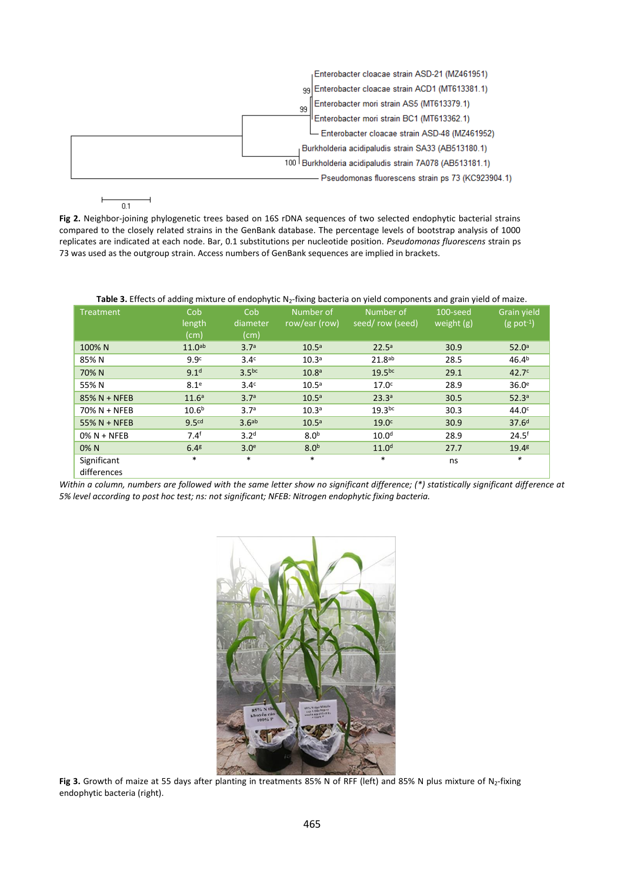**Fig 2.** Neighbor-joining phylogenetic trees based on 16S rDNA sequences of two selected endophytic bacterial strains compared to the closely related strains in the GenBank database. The percentage levels of bootstrap analysis of 1000 replicates are indicated at each node. Bar, 0.1 substitutions per nucleotide position. *Pseudomonas fluorescens* strain ps 73 was used as the outgroup strain. Access numbers of GenBank sequences are implied in brackets.

**Table 3.** Effects of adding mixture of endophytic $N_2$-fixing bacteria on yield components and grain yield of maize.

| Treatment | Cob length (cm) | Cob diameter (cm) | Number of row/ear (row) | Number of seed/ row (seed) | 100-seed weight (g) | Grain yield (g pot$^{-1}$) |
|---|---|---|---|---|---|---|
| 100% N | 11.0$^{ab}$ | 3.7$^{a}$ | 10.5$^{a}$ | 22.5$^{a}$ | 30.9 | 52.0$^{a}$ |
| 85% N | 9.9$^{c}$ | 3.4$^{c}$ | 10.3$^{a}$ | 21.8$^{ab}$ | 28.5 | 46.4$^{b}$ |
| 70% N | 9.1$^{d}$ | 3.5$^{bc}$ | 10.8$^{a}$ | 19.5$^{bc}$ | 29.1 | 42.7$^{c}$ |
| 55% N | 8.1$^{e}$ | 3.4$^{c}$ | 10.5$^{a}$ | 17.0$^{c}$ | 28.9 | 36.0$^{e}$ |
| 85% N + NFEB | 11.6$^{a}$ | 3.7$^{a}$ | 10.5$^{a}$ | 23.3$^{a}$ | 30.5 | 52.3$^{a}$ |
| 70% N + NFEB | 10.6$^{b}$ | 3.7$^{a}$ | 10.3$^{a}$ | 19.3$^{bc}$ | 30.3 | 44.0$^{c}$ |
| 55% N + NFEB | 9.5$^{cd}$ | 3.6$^{ab}$ | 10.5$^{a}$ | 19.0$^{c}$ | 30.9 | 37.6$^{d}$ |
| 0% N + NFEB | 7.4$^{f}$ | 3.2$^{d}$ | 8.0$^{b}$ | 10.0$^{d}$ | 28.9 | 24.5$^{f}$ |
| 0% N | 6.4$^{g}$ | 3.0$^{e}$ | 8.0$^{b}$ | 11.0$^{d}$ | 27.7 | 19.4$^{g}$ |
| Significant differences | * | * | * | * | ns | * |

*Within a column, numbers are followed with the same letter show no significant difference; (*) statistically significant difference at 5% level according to post hoc test; ns: not significant; NFEB: Nitrogen endophytic fixing bacteria.*

**Fig 3.** Growth of maize at 55 days after planting in treatments 85% N of RFF (left) and 85% N plus mixture of $N_2$-fixing endophytic bacteria (right).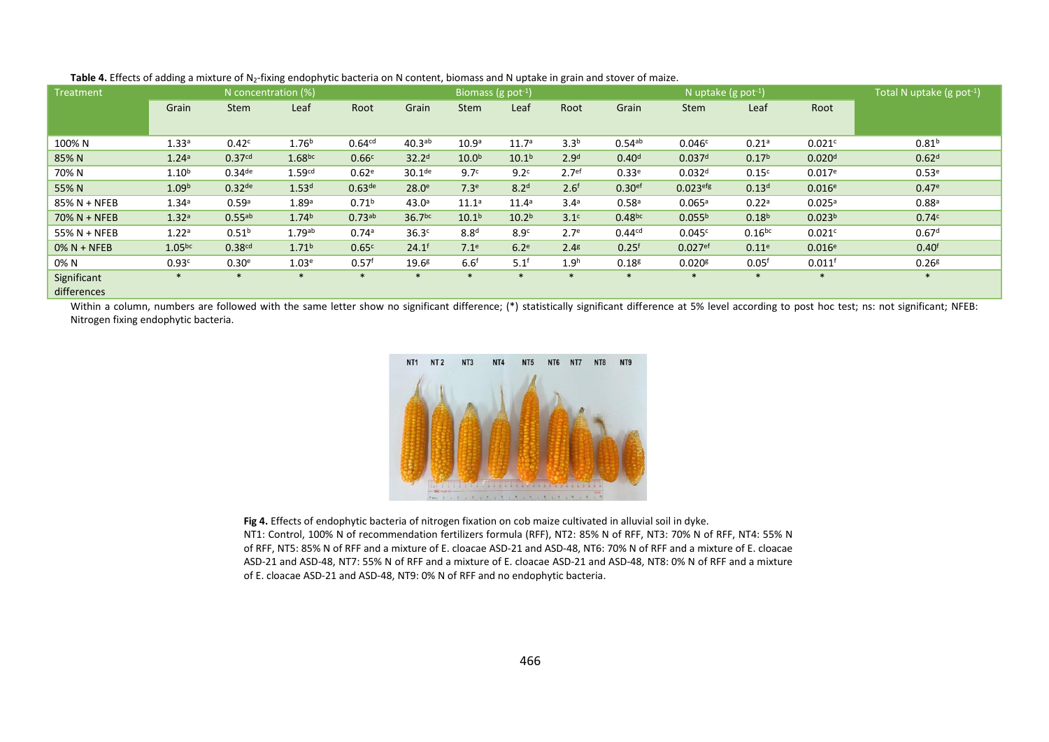**Table 4.** Effects of adding a mixture of $N_2$-fixing endophytic bacteria on N content, biomass and N uptake in grain and stover of maize.

| Treatment | N concentration (%) | | | | Biomass (g pot$^{-1}$) | | | | N uptake (g pot$^{-1}$) | | | | Total N uptake (g pot$^{-1}$) |
|---|---|---|---|---|---|---|---|---|---|---|---|---|---|
| | Grain | Stem | Leaf | Root | Grain | Stem | Leaf | Root | Grain | Stem | Leaf | Root | |
| 100% N | 1.33[a] | 0.42[c] | 1.76[b] | 0.64[cd] | 40.3[ab] | 10.9[a] | 11.7[a] | 3.3[b] | 0.54[ab] | 0.046[c] | 0.21[a] | 0.021[c] | 0.81[b] |
| 85% N | 1.24[a] | 0.37[cd] | 1.68[bc] | 0.66[c] | 32.2[d] | 10.0[b] | 10.1[b] | 2.9[d] | 0.40[d] | 0.037[d] | 0.17[b] | 0.020[d] | 0.62[d] |
| 70% N | 1.10[b] | 0.34[de] | 1.59[cd] | 0.62[e] | 30.1[de] | 9.7[c] | 9.2[c] | 2.7[ef] | 0.33[e] | 0.032[d] | 0.15[c] | 0.017[e] | 0.53[e] |
| 55% N | 1.09[b] | 0.32[de] | 1.53[d] | 0.63[de] | 28.0[e] | 7.3[e] | 8.2[d] | 2.6[f] | 0.30[ef] | 0.023[efg] | 0.13[d] | 0.016[e] | 0.47[e] |
| 85% N + NFEB | 1.34[a] | 0.59[a] | 1.89[a] | 0.71[b] | 43.0[a] | 11.1[a] | 11.4[a] | 3.4[a] | 0.58[a] | 0.065[a] | 0.22[a] | 0.025[a] | 0.88[a] |
| 70% N + NFEB | 1.32[a] | 0.55[ab] | 1.74[b] | 0.73[ab] | 36.7[bc] | 10.1[b] | 10.2[b] | 3.1[c] | 0.48[bc] | 0.055[b] | 0.18[b] | 0.023[b] | 0.74[c] |
| 55% N + NFEB | 1.22[a] | 0.51[b] | 1.79[ab] | 0.74[a] | 36.3[c] | 8.8[d] | 8.9[c] | 2.7[e] | 0.44[cd] | 0.045[c] | 0.16[bc] | 0.021[c] | 0.67[d] |
| 0% N + NFEB | 1.05[bc] | 0.38[cd] | 1.71[b] | 0.65[c] | 24.1[f] | 7.1[e] | 6.2[e] | 2.4[g] | 0.25[f] | 0.027[ef] | 0.11[e] | 0.016[e] | 0.40[f] |
| 0% N | 0.93[c] | 0.30[e] | 1.03[e] | 0.57[f] | 19.6[g] | 6.6[f] | 5.1[f] | 1.9[h] | 0.18[g] | 0.020[g] | 0.05[f] | 0.011[f] | 0.26[g] |
| Significant differences | * | * | * | * | * | * | * | * | * | * | * | * | * |

Within a column, numbers are followed with the same letter show no significant difference; (*) statistically significant difference at 5% level according to post hoc test; ns: not significant; NFEB: Nitrogen fixing endophytic bacteria.

**Fig 4.** Effects of endophytic bacteria of nitrogen fixation on cob maize cultivated in alluvial soil in dyke.
NT1: Control, 100% N of recommendation fertilizers formula (RFF), NT2: 85% N of RFF, NT3: 70% N of RFF, NT4: 55% N of RFF, NT5: 85% N of RFF and a mixture of E. cloacae ASD-21 and ASD-48, NT6: 70% N of RFF and a mixture of E. cloacae ASD-21 and ASD-48, NT7: 55% N of RFF and a mixture of E. cloacae ASD-21 and ASD-48, NT8: 0% N of RFF and a mixture of E. cloacae ASD-21 and ASD-48, NT9: 0% N of RFF and no endophytic bacteria.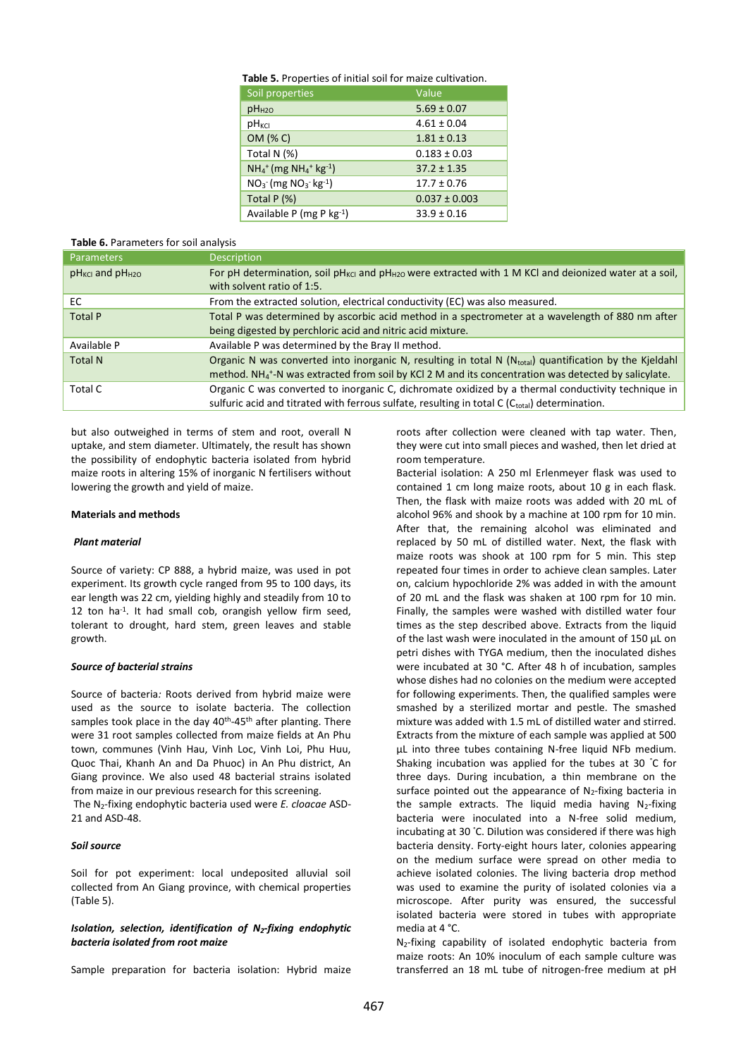**Table 5.** Properties of initial soil for maize cultivation.

| Soil properties | Value |
| --- | --- |
| $pH_{H2O}$ | 5.69 ± 0.07 |
| $pH_{KCl}$ | 4.61 ± 0.04 |
| OM (% C) | 1.81 ± 0.13 |
| Total N (%) | 0.183 ± 0.03 |
| $NH_4^+$ (mg $NH_4^+$ $kg^{-1}$) | 37.2 ± 1.35 |
| $NO_3^-$ (mg $NO_3^-$ $kg^{-1}$) | 17.7 ± 0.76 |
| Total P (%) | 0.037 ± 0.003 |
| Available P (mg P $kg^{-1}$) | 33.9 ± 0.16 |

**Table 6.** Parameters for soil analysis

| Parameters | Description |
| --- | --- |
| $pH_{KCl}$ and $pH_{H2O}$ | For pH determination, soil $pH_{KCl}$ and $pH_{H2O}$ were extracted with 1 M KCl and deionized water at a soil, with solvent ratio of 1:5. |
| EC | From the extracted solution, electrical conductivity (EC) was also measured. |
| Total P | Total P was determined by ascorbic acid method in a spectrometer at a wavelength of 880 nm after being digested by perchloric acid and nitric acid mixture. |
| Available P | Available P was determined by the Bray II method. |
| Total N | Organic N was converted into inorganic N, resulting in total N ($N_{total}$) quantification by the Kjeldahl method. $NH_4^+$-N was extracted from soil by KCl 2 M and its concentration was detected by salicylate. |
| Total C | Organic C was converted to inorganic C, dichromate oxidized by a thermal conductivity technique in sulfuric acid and titrated with ferrous sulfate, resulting in total C ($C_{total}$) determination. |

but also outweighed in terms of stem and root, overall N uptake, and stem diameter. Ultimately, the result has shown the possibility of endophytic bacteria isolated from hybrid maize roots in altering 15% of inorganic N fertilisers without lowering the growth and yield of maize.

## Materials and methods

### *Plant material*

Source of variety: CP 888, a hybrid maize, was used in pot experiment. Its growth cycle ranged from 95 to 100 days, its ear length was 22 cm, yielding highly and steadily from 10 to 12 ton $ha^{-1}$. It had small cob, orangish yellow firm seed, tolerant to drought, hard stem, green leaves and stable growth.

### *Source of bacterial strains*

Source of bacteria*:* Roots derived from hybrid maize were used as the source to isolate bacteria. The collection samples took place in the day 40th-45th after planting. There were 31 root samples collected from maize fields at An Phu town, communes (Vinh Hau, Vinh Loc, Vinh Loi, Phu Huu, Quoc Thai, Khanh An and Da Phuoc) in An Phu district, An Giang province. We also used 48 bacterial strains isolated from maize in our previous research for this screening.

The $N_2$-fixing endophytic bacteria used were *E. cloacae* ASD-21 and ASD-48.

### *Soil source*

Soil for pot experiment: local undeposited alluvial soil collected from An Giang province, with chemical properties (Table 5).

### *Isolation, selection, identification of $N_2$-fixing endophytic bacteria isolated from root maize*

Sample preparation for bacteria isolation: Hybrid maize roots after collection were cleaned with tap water. Then, they were cut into small pieces and washed, then let dried at room temperature.

Bacterial isolation: A 250 ml Erlenmeyer flask was used to contained 1 cm long maize roots, about 10 g in each flask. Then, the flask with maize roots was added with 20 mL of alcohol 96% and shook by a machine at 100 rpm for 10 min. After that, the remaining alcohol was eliminated and replaced by 50 mL of distilled water. Next, the flask with maize roots was shook at 100 rpm for 5 min. This step repeated four times in order to achieve clean samples. Later on, calcium hypochloride 2% was added in with the amount of 20 mL and the flask was shaken at 100 rpm for 10 min. Finally, the samples were washed with distilled water four times as the step described above. Extracts from the liquid of the last wash were inoculated in the amount of 150 µL on petri dishes with TYGA medium, then the inoculated dishes were incubated at 30 °C. After 48 h of incubation, samples whose dishes had no colonies on the medium were accepted for following experiments. Then, the qualified samples were smashed by a sterilized mortar and pestle. The smashed mixture was added with 1.5 mL of distilled water and stirred. Extracts from the mixture of each sample was applied at 500 µL into three tubes containing N-free liquid NFb medium. Shaking incubation was applied for the tubes at 30 ˚C for three days. During incubation, a thin membrane on the surface pointed out the appearance of $N_2$-fixing bacteria in the sample extracts. The liquid media having $N_2$-fixing bacteria were inoculated into a N-free solid medium, incubating at 30 ˚C. Dilution was considered if there was high bacteria density. Forty-eight hours later, colonies appearing on the medium surface were spread on other media to achieve isolated colonies. The living bacteria drop method was used to examine the purity of isolated colonies via a microscope. After purity was ensured, the successful isolated bacteria were stored in tubes with appropriate media at 4 °C.

$N_2$-fixing capability of isolated endophytic bacteria from maize roots: An 10% inoculum of each sample culture was transferred an 18 mL tube of nitrogen-free medium at pH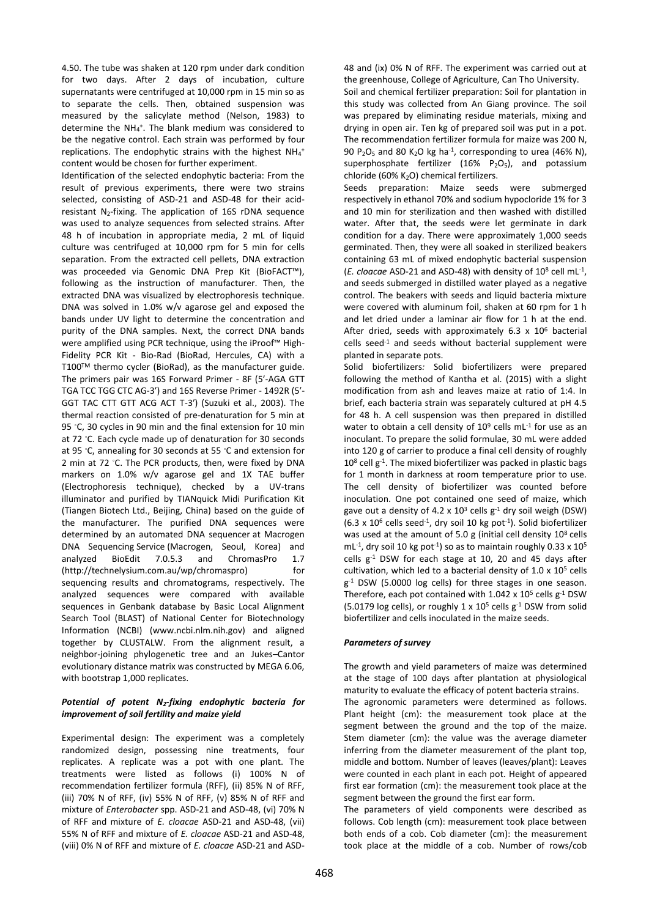4.50. The tube was shaken at 120 rpm under dark condition for two days. After 2 days of incubation, culture supernatants were centrifuged at 10,000 rpm in 15 min so as to separate the cells. Then, obtained suspension was measured by the salicylate method (Nelson, 1983) to determine the $NH_4^+$. The blank medium was considered to be the negative control. Each strain was performed by four replications. The endophytic strains with the highest $NH_4^+$ content would be chosen for further experiment.

Identification of the selected endophytic bacteria: From the result of previous experiments, there were two strains selected, consisting of ASD-21 and ASD-48 for their acid-resistant $N_2$-fixing. The application of 16S rDNA sequence was used to analyze sequences from selected strains. After 48 h of incubation in appropriate media, 2 mL of liquid culture was centrifuged at 10,000 rpm for 5 min for cells separation. From the extracted cell pellets, DNA extraction was proceeded via Genomic DNA Prep Kit (BioFACT™), following as the instruction of manufacturer. Then, the extracted DNA was visualized by electrophoresis technique. DNA was solved in 1.0% w/v agarose gel and exposed the bands under UV light to determine the concentration and purity of the DNA samples. Next, the correct DNA bands were amplified using PCR technique, using the iProof™ High-Fidelity PCR Kit - Bio-Rad (BioRad, Hercules, CA) with a T100™ thermo cycler (BioRad), as the manufacturer guide. The primers pair was 16S Forward Primer - 8F (5'-AGA GTT TGA TCC TGG CTC AG-3') and 16S Reverse Primer - 1492R (5'-GGT TAC CTT GTT ACG ACT T-3') (Suzuki et al., 2003). The thermal reaction consisted of pre-denaturation for 5 min at 95 °C, 30 cycles in 90 min and the final extension for 10 min at 72 °C. Each cycle made up of denaturation for 30 seconds at 95 °C, annealing for 30 seconds at 55 °C and extension for 2 min at 72 °C. The PCR products, then, were fixed by DNA markers on 1.0% w/v agarose gel and 1X TAE buffer (Electrophoresis technique), checked by a UV-trans illuminator and purified by TIANquick Midi Purification Kit (Tiangen Biotech Ltd., Beijing, China) based on the guide of the manufacturer. The purified DNA sequences were determined by an automated DNA sequencer at Macrogen DNA Sequencing Service (Macrogen, Seoul, Korea) and analyzed BioEdit 7.0.5.3 and ChromasPro 1.7 (http://technelysium.com.au/wp/chromaspro) for sequencing results and chromatograms, respectively. The analyzed sequences were compared with available sequences in Genbank database by Basic Local Alignment Search Tool (BLAST) of National Center for Biotechnology Information (NCBI) (www.ncbi.nlm.nih.gov) and aligned together by CLUSTALW. From the alignment result, a neighbor-joining phylogenetic tree and an Jukes–Cantor evolutionary distance matrix was constructed by MEGA 6.06, with bootstrap 1,000 replicates.

### *Potential of potent $N_2$-fixing endophytic bacteria for improvement of soil fertility and maize yield*

Experimental design: The experiment was a completely randomized design, possessing nine treatments, four replicates. A replicate was a pot with one plant. The treatments were listed as follows (i) 100% N of recommendation fertilizer formula (RFF), (ii) 85% N of RFF, (iii) 70% N of RFF, (iv) 55% N of RFF, (v) 85% N of RFF and mixture of *Enterobacter* spp. ASD-21 and ASD-48, (vi) 70% N of RFF and mixture of *E. cloacae* ASD-21 and ASD-48, (vii) 55% N of RFF and mixture of *E. cloacae* ASD-21 and ASD-48, (viii) 0% N of RFF and mixture of *E. cloacae* ASD-21 and ASD-48 and (ix) 0% N of RFF. The experiment was carried out at the greenhouse, College of Agriculture, Can Tho University.

Soil and chemical fertilizer preparation: Soil for plantation in this study was collected from An Giang province. The soil was prepared by eliminating residue materials, mixing and drying in open air. Ten kg of prepared soil was put in a pot. The recommendation fertilizer formula for maize was 200 N, 90 $P_2O_5$ and 80 $K_2O$ kg $ha^{-1}$, corresponding to urea (46% N), superphosphate fertilizer (16% $P_2O_5$), and potassium chloride (60% $K_2O$) chemical fertilizers.

Seeds preparation: Maize seeds were submerged respectively in ethanol 70% and sodium hypocloride 1% for 3 and 10 min for sterilization and then washed with distilled water. After that, the seeds were let germinate in dark condition for a day. There were approximately 1,000 seeds germinated. Then, they were all soaked in sterilized beakers containing 63 mL of mixed endophytic bacterial suspension (*E. cloacae* ASD-21 and ASD-48) with density of $10^8$ cell $mL^{-1}$, and seeds submerged in distilled water played as a negative control. The beakers with seeds and liquid bacteria mixture were covered with aluminum foil, shaken at 60 rpm for 1 h and let dried under a laminar air flow for 1 h at the end. After dried, seeds with approximately 6.3 x $10^6$ bacterial cells $seed^{-1}$ and seeds without bacterial supplement were planted in separate pots.

Solid biofertilizers*:* Solid biofertilizers were prepared following the method of Kantha et al. (2015) with a slight modification from ash and leaves maize at ratio of 1:4. In brief, each bacteria strain was separately cultured at pH 4.5 for 48 h. A cell suspension was then prepared in distilled water to obtain a cell density of $10^9$ cells $mL^{-1}$ for use as an inoculant. To prepare the solid formulae, 30 mL were added into 120 g of carrier to produce a final cell density of roughly $10^8$ cell $g^{-1}$. The mixed biofertilizer was packed in plastic bags for 1 month in darkness at room temperature prior to use. The cell density of biofertilizer was counted before inoculation. One pot contained one seed of maize, which gave out a density of 4.2 x $10^3$ cells $g^{-1}$ dry soil weigh (DSW) (6.3 x $10^6$ cells $seed^{-1}$, dry soil 10 kg $pot^{-1}$). Solid biofertilizer was used at the amount of 5.0 g (initial cell density $10^8$ cells $mL^{-1}$, dry soil 10 kg $pot^{-1}$) so as to maintain roughly 0.33 x $10^5$ cells $g^{-1}$ DSW for each stage at 10, 20 and 45 days after cultivation, which led to a bacterial density of 1.0 x $10^5$ cells $g^{-1}$ DSW (5.0000 log cells) for three stages in one season. Therefore, each pot contained with 1.042 x $10^5$ cells $g^{-1}$ DSW (5.0179 log cells), or roughly 1 x $10^5$ cells $g^{-1}$ DSW from solid biofertilizer and cells inoculated in the maize seeds.

### *Parameters of survey*

The growth and yield parameters of maize was determined at the stage of 100 days after plantation at physiological maturity to evaluate the efficacy of potent bacteria strains.

The agronomic parameters were determined as follows. Plant height (cm): the measurement took place at the segment between the ground and the top of the maize. Stem diameter (cm): the value was the average diameter inferring from the diameter measurement of the plant top, middle and bottom. Number of leaves (leaves/plant): Leaves were counted in each plant in each pot. Height of appeared first ear formation (cm): the measurement took place at the segment between the ground the first ear form.

The parameters of yield components were described as follows. Cob length (cm): measurement took place between both ends of a cob. Cob diameter (cm): the measurement took place at the middle of a cob. Number of rows/cob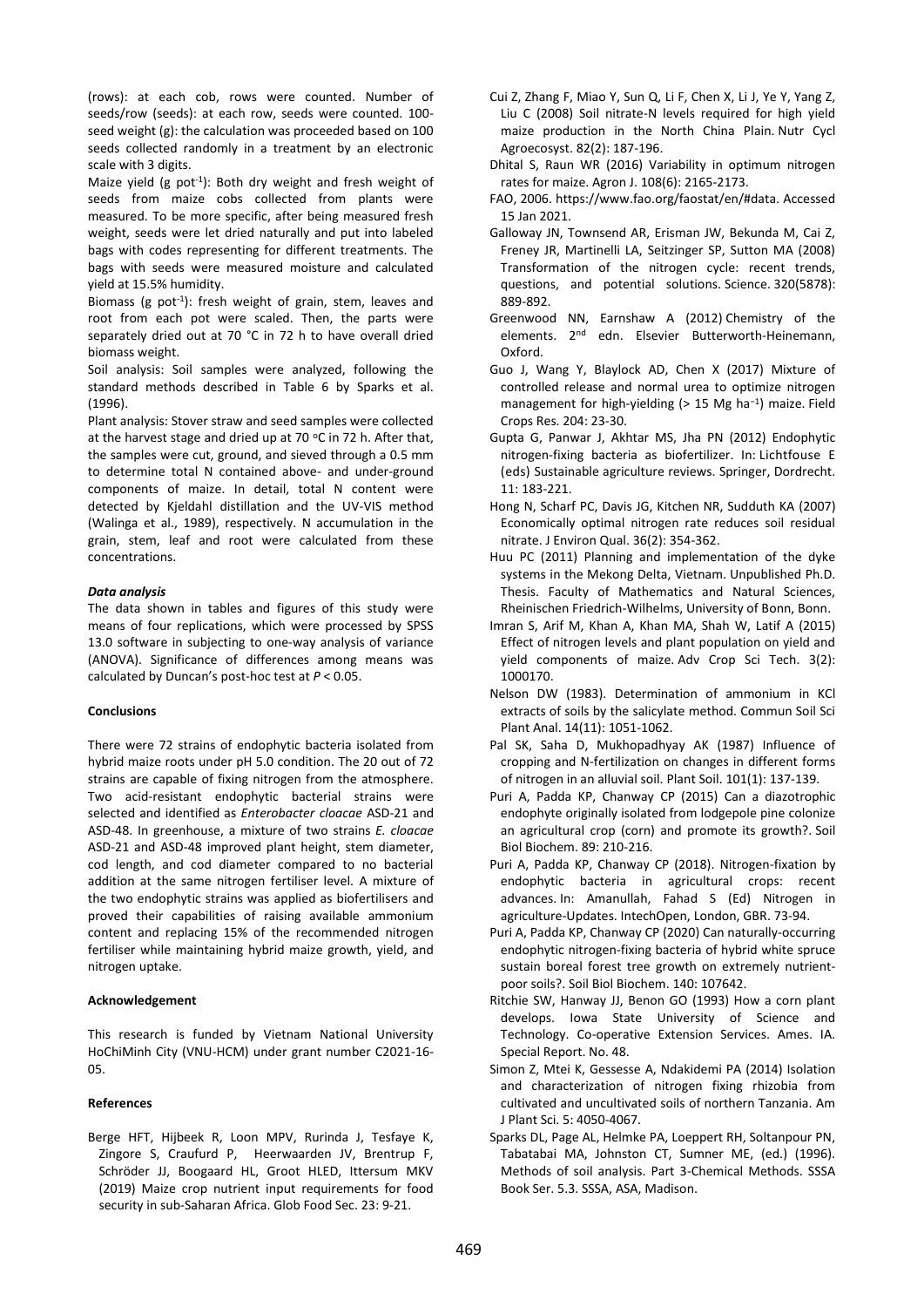(rows): at each cob, rows were counted. Number of seeds/row (seeds): at each row, seeds were counted. 100-seed weight (g): the calculation was proceeded based on 100 seeds collected randomly in a treatment by an electronic scale with 3 digits.

Maize yield (g pot$^{-1}$): Both dry weight and fresh weight of seeds from maize cobs collected from plants were measured. To be more specific, after being measured fresh weight, seeds were let dried naturally and put into labeled bags with codes representing for different treatments. The bags with seeds were measured moisture and calculated yield at 15.5% humidity.

Biomass (g pot$^{-1}$): fresh weight of grain, stem, leaves and root from each pot were scaled. Then, the parts were separately dried out at 70 °C in 72 h to have overall dried biomass weight.

Soil analysis: Soil samples were analyzed, following the standard methods described in Table 6 by Sparks et al. (1996).

Plant analysis: Stover straw and seed samples were collected at the harvest stage and dried up at 70 °C in 72 h. After that, the samples were cut, ground, and sieved through a 0.5 mm to determine total N contained above- and under-ground components of maize. In detail, total N content were detected by Kjeldahl distillation and the UV-VIS method (Walinga et al., 1989), respectively. N accumulation in the grain, stem, leaf and root were calculated from these concentrations.

### *Data analysis*

The data shown in tables and figures of this study were means of four replications, which were processed by SPSS 13.0 software in subjecting to one-way analysis of variance (ANOVA). Significance of differences among means was calculated by Duncan's post-hoc test at $P < 0.05$.

## Conclusions

There were 72 strains of endophytic bacteria isolated from hybrid maize roots under pH 5.0 condition. The 20 out of 72 strains are capable of fixing nitrogen from the atmosphere. Two acid-resistant endophytic bacterial strains were selected and identified as *Enterobacter cloacae* ASD-21 and ASD-48. In greenhouse, a mixture of two strains *E. cloacae* ASD-21 and ASD-48 improved plant height, stem diameter, cod length, and cod diameter compared to no bacterial addition at the same nitrogen fertiliser level. A mixture of the two endophytic strains was applied as biofertilisers and proved their capabilities of raising available ammonium content and replacing 15% of the recommended nitrogen fertiliser while maintaining hybrid maize growth, yield, and nitrogen uptake.

## Acknowledgement

This research is funded by Vietnam National University HoChiMinh City (VNU-HCM) under grant number C2021-16-05.

## References

Berge HFT, Hijbeek R, Loon MPV, Rurinda J, Tesfaye K, Zingore S, Craufurd P, Heerwaarden JV, Brentrup F, Schröder JJ, Boogaard HL, Groot HLED, Ittersum MKV (2019) Maize crop nutrient input requirements for food security in sub-Saharan Africa. Glob Food Sec. 23: 9-21.

Cui Z, Zhang F, Miao Y, Sun Q, Li F, Chen X, Li J, Ye Y, Yang Z, Liu C (2008) Soil nitrate-N levels required for high yield maize production in the North China Plain. Nutr Cycl Agroecosyst. 82(2): 187-196.

Dhital S, Raun WR (2016) Variability in optimum nitrogen rates for maize. Agron J. 108(6): 2165-2173.

FAO, 2006. https://www.fao.org/faostat/en/#data. Accessed 15 Jan 2021.

Galloway JN, Townsend AR, Erisman JW, Bekunda M, Cai Z, Freney JR, Martinelli LA, Seitzinger SP, Sutton MA (2008) Transformation of the nitrogen cycle: recent trends, questions, and potential solutions. Science. 320(5878): 889-892.

Greenwood NN, Earnshaw A (2012) Chemistry of the elements. 2nd edn. Elsevier Butterworth-Heinemann, Oxford.

Guo J, Wang Y, Blaylock AD, Chen X (2017) Mixture of controlled release and normal urea to optimize nitrogen management for high-yielding (> 15 Mg ha$^{-1}$) maize. Field Crops Res. 204: 23-30.

Gupta G, Panwar J, Akhtar MS, Jha PN (2012) Endophytic nitrogen-fixing bacteria as biofertilizer. In: Lichtfouse E (eds) Sustainable agriculture reviews. Springer, Dordrecht. 11: 183-221.

Hong N, Scharf PC, Davis JG, Kitchen NR, Sudduth KA (2007) Economically optimal nitrogen rate reduces soil residual nitrate. J Environ Qual. 36(2): 354-362.

Huu PC (2011) Planning and implementation of the dyke systems in the Mekong Delta, Vietnam. Unpublished Ph.D. Thesis. Faculty of Mathematics and Natural Sciences, Rheinischen Friedrich-Wilhelms, University of Bonn, Bonn.

Imran S, Arif M, Khan A, Khan MA, Shah W, Latif A (2015) Effect of nitrogen levels and plant population on yield and yield components of maize. Adv Crop Sci Tech. 3(2): 1000170.

Nelson DW (1983). Determination of ammonium in KCl extracts of soils by the salicylate method. Commun Soil Sci Plant Anal. 14(11): 1051-1062.

Pal SK, Saha D, Mukhopadhyay AK (1987) Influence of cropping and N-fertilization on changes in different forms of nitrogen in an alluvial soil. Plant Soil. 101(1): 137-139.

Puri A, Padda KP, Chanway CP (2015) Can a diazotrophic endophyte originally isolated from lodgepole pine colonize an agricultural crop (corn) and promote its growth?. Soil Biol Biochem. 89: 210-216.

Puri A, Padda KP, Chanway CP (2018). Nitrogen-fixation by endophytic bacteria in agricultural crops: recent advances. In: Amanullah, Fahad S (Ed) Nitrogen in agriculture-Updates. IntechOpen, London, GBR. 73-94.

Puri A, Padda KP, Chanway CP (2020) Can naturally-occurring endophytic nitrogen-fixing bacteria of hybrid white spruce sustain boreal forest tree growth on extremely nutrient-poor soils?. Soil Biol Biochem. 140: 107642.

Ritchie SW, Hanway JJ, Benon GO (1993) How a corn plant develops. Iowa State University of Science and Technology. Co-operative Extension Services. Ames. IA. Special Report. No. 48.

Simon Z, Mtei K, Gessesse A, Ndakidemi PA (2014) Isolation and characterization of nitrogen fixing rhizobia from cultivated and uncultivated soils of northern Tanzania. Am J Plant Sci. 5: 4050-4067.

Sparks DL, Page AL, Helmke PA, Loeppert RH, Soltanpour PN, Tabatabai MA, Johnston CT, Sumner ME, (ed.) (1996). Methods of soil analysis. Part 3-Chemical Methods. SSSA Book Ser. 5.3. SSSA, ASA, Madison.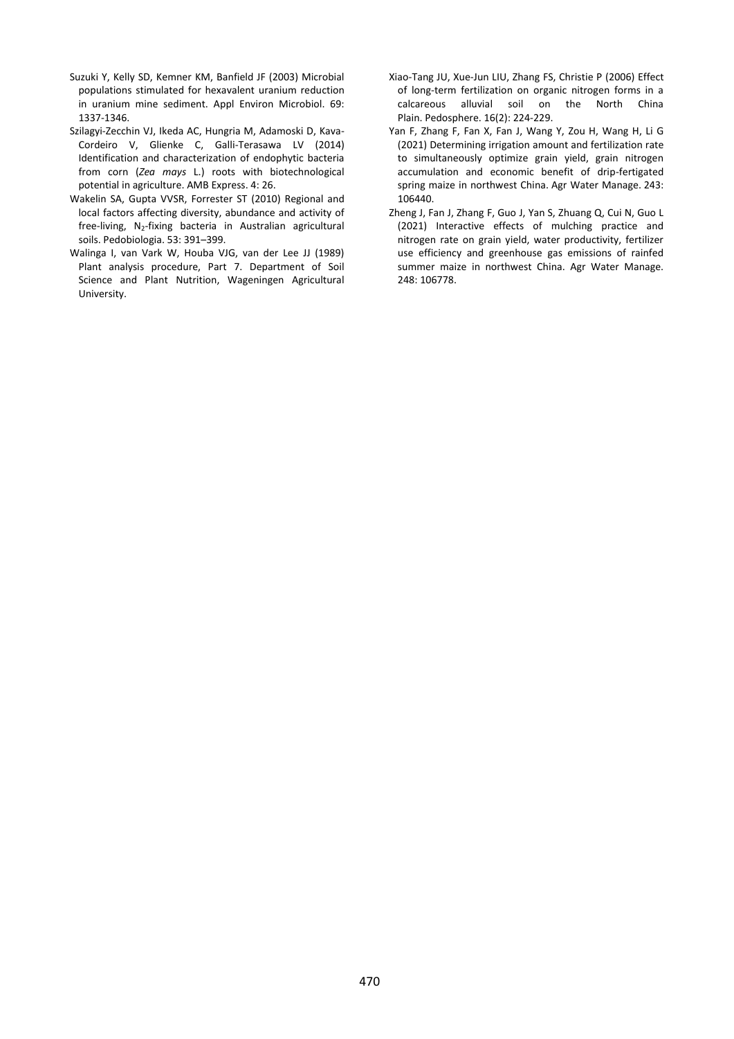Suzuki Y, Kelly SD, Kemner KM, Banfield JF (2003) Microbial populations stimulated for hexavalent uranium reduction in uranium mine sediment. Appl Environ Microbiol. 69: 1337-1346.

Szilagyi-Zecchin VJ, Ikeda AC, Hungria M, Adamoski D, Kava-Cordeiro V, Glienke C, Galli-Terasawa LV (2014) Identification and characterization of endophytic bacteria from corn (*Zea mays* L.) roots with biotechnological potential in agriculture. AMB Express. 4: 26.

Wakelin SA, Gupta VVSR, Forrester ST (2010) Regional and local factors affecting diversity, abundance and activity of free-living, $N_2$-fixing bacteria in Australian agricultural soils. Pedobiologia. 53: 391–399.

Walinga I, van Vark W, Houba VJG, van der Lee JJ (1989) Plant analysis procedure, Part 7. Department of Soil Science and Plant Nutrition, Wageningen Agricultural University.

Xiao-Tang JU, Xue-Jun LIU, Zhang FS, Christie P (2006) Effect of long-term fertilization on organic nitrogen forms in a calcareous alluvial soil on the North China Plain. Pedosphere. 16(2): 224-229.

Yan F, Zhang F, Fan X, Fan J, Wang Y, Zou H, Wang H, Li G (2021) Determining irrigation amount and fertilization rate to simultaneously optimize grain yield, grain nitrogen accumulation and economic benefit of drip-fertigated spring maize in northwest China. Agr Water Manage. 243: 106440.

Zheng J, Fan J, Zhang F, Guo J, Yan S, Zhuang Q, Cui N, Guo L (2021) Interactive effects of mulching practice and nitrogen rate on grain yield, water productivity, fertilizer use efficiency and greenhouse gas emissions of rainfed summer maize in northwest China. Agr Water Manage. 248: 106778.